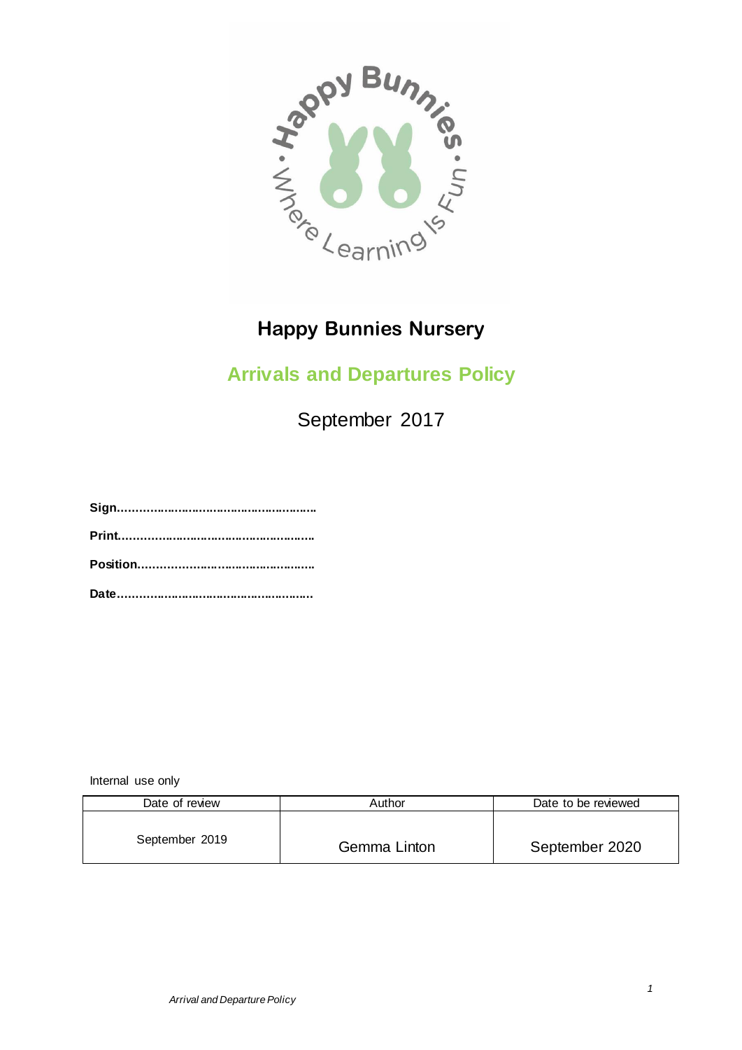# Happy Bunnies Nursery

## Arrivals and Departures Policy

September 2017

**Sign…………………………………………………**

**Print…………………………………………………**

**Position……………………………………………**

**Date…………………………………………………**

Internal use only

| Date of review | Author | Date to be reviewed |
|---|---|---|
| September 2019 | Gemma Linton | September 2020 |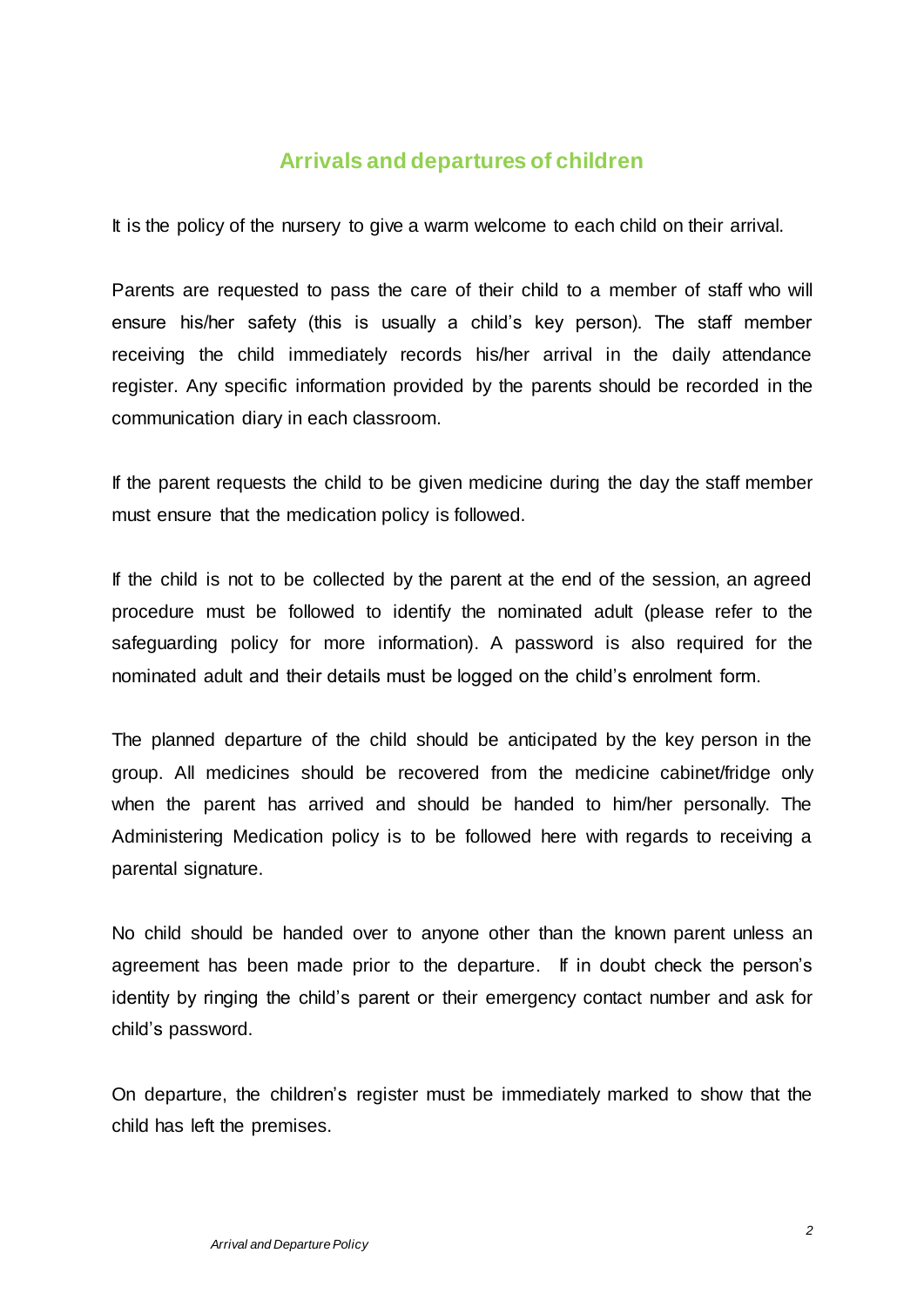## Arrivals and departures of children

It is the policy of the nursery to give a warm welcome to each child on their arrival.

Parents are requested to pass the care of their child to a member of staff who will ensure his/her safety (this is usually a child's key person). The staff member receiving the child immediately records his/her arrival in the daily attendance register. Any specific information provided by the parents should be recorded in the communication diary in each classroom.

If the parent requests the child to be given medicine during the day the staff member must ensure that the medication policy is followed.

If the child is not to be collected by the parent at the end of the session, an agreed procedure must be followed to identify the nominated adult (please refer to the safeguarding policy for more information). A password is also required for the nominated adult and their details must be logged on the child's enrolment form.

The planned departure of the child should be anticipated by the key person in the group. All medicines should be recovered from the medicine cabinet/fridge only when the parent has arrived and should be handed to him/her personally. The Administering Medication policy is to be followed here with regards to receiving a parental signature.

No child should be handed over to anyone other than the known parent unless an agreement has been made prior to the departure. If in doubt check the person's identity by ringing the child's parent or their emergency contact number and ask for child's password.

On departure, the children's register must be immediately marked to show that the child has left the premises.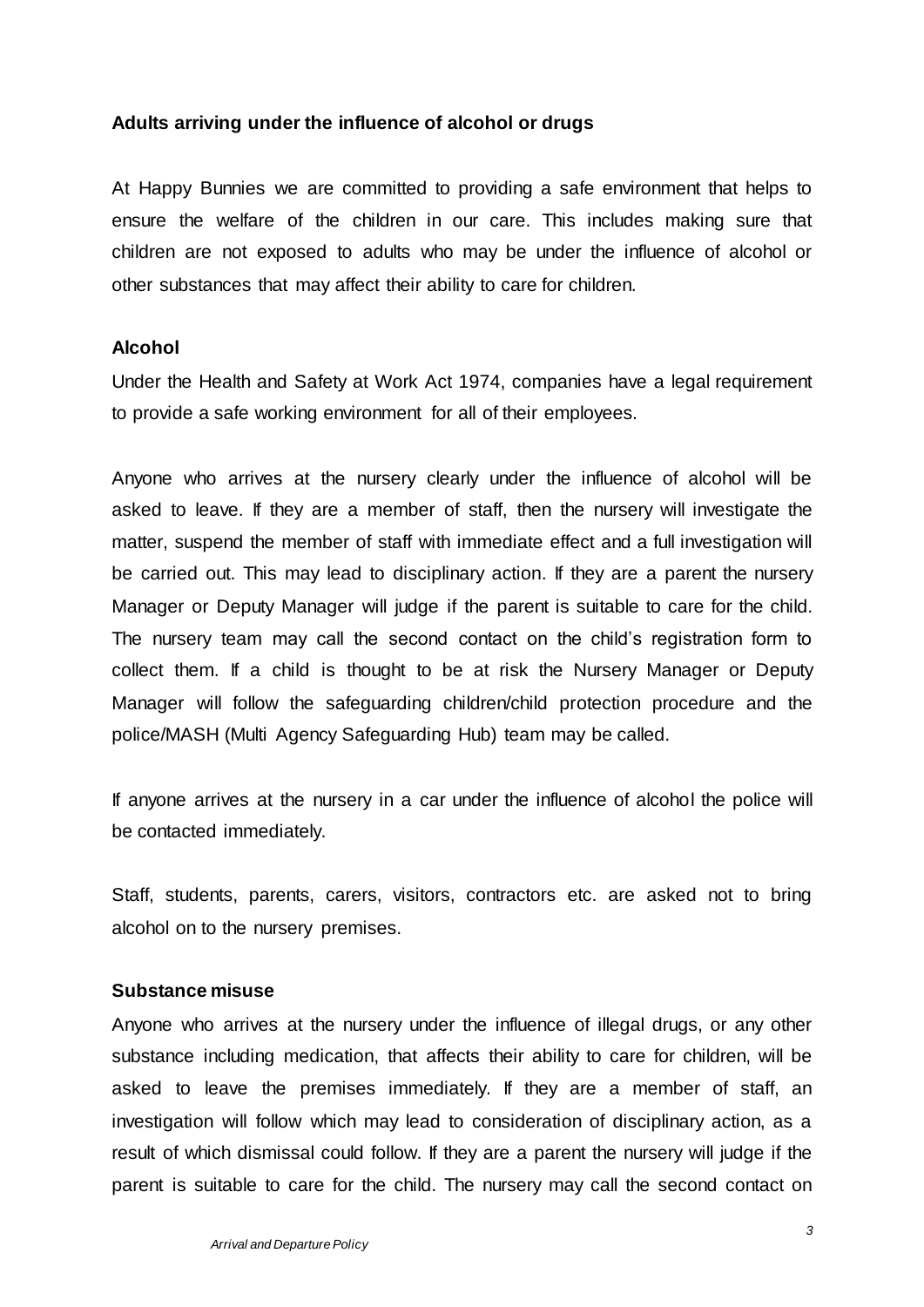**Adults arriving under the influence of alcohol or drugs**

At Happy Bunnies we are committed to providing a safe environment that helps to ensure the welfare of the children in our care. This includes making sure that children are not exposed to adults who may be under the influence of alcohol or other substances that may affect their ability to care for children.

**Alcohol**

Under the Health and Safety at Work Act 1974, companies have a legal requirement to provide a safe working environment for all of their employees.

Anyone who arrives at the nursery clearly under the influence of alcohol will be asked to leave. If they are a member of staff, then the nursery will investigate the matter, suspend the member of staff with immediate effect and a full investigation will be carried out. This may lead to disciplinary action. If they are a parent the nursery Manager or Deputy Manager will judge if the parent is suitable to care for the child. The nursery team may call the second contact on the child's registration form to collect them. If a child is thought to be at risk the Nursery Manager or Deputy Manager will follow the safeguarding children/child protection procedure and the police/MASH (Multi Agency Safeguarding Hub) team may be called.

If anyone arrives at the nursery in a car under the influence of alcohol the police will be contacted immediately.

Staff, students, parents, carers, visitors, contractors etc. are asked not to bring alcohol on to the nursery premises.

**Substance misuse**

Anyone who arrives at the nursery under the influence of illegal drugs, or any other substance including medication, that affects their ability to care for children, will be asked to leave the premises immediately. If they are a member of staff, an investigation will follow which may lead to consideration of disciplinary action, as a result of which dismissal could follow. If they are a parent the nursery will judge if the parent is suitable to care for the child. The nursery may call the second contact on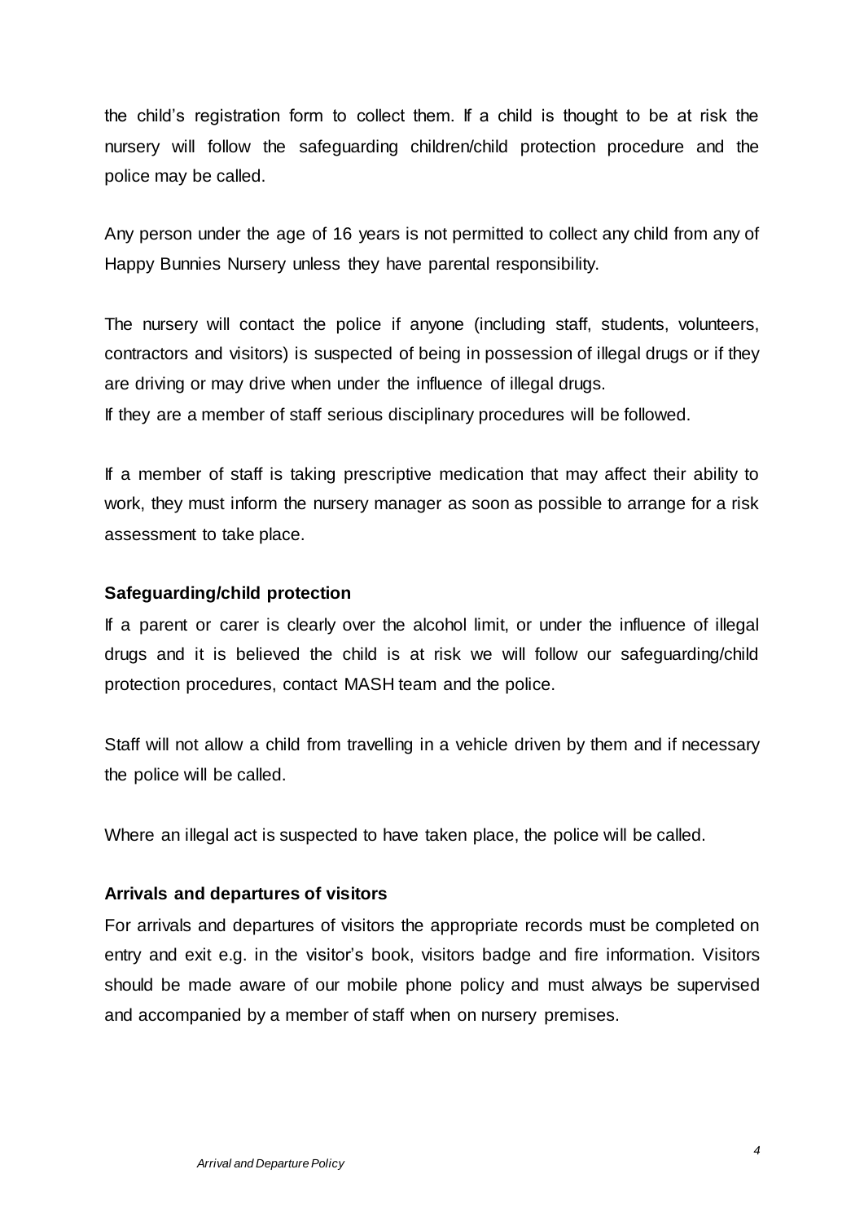the child's registration form to collect them. If a child is thought to be at risk the nursery will follow the safeguarding children/child protection procedure and the police may be called.

Any person under the age of 16 years is not permitted to collect any child from any of Happy Bunnies Nursery unless they have parental responsibility.

The nursery will contact the police if anyone (including staff, students, volunteers, contractors and visitors) is suspected of being in possession of illegal drugs or if they are driving or may drive when under the influence of illegal drugs.
If they are a member of staff serious disciplinary procedures will be followed.

If a member of staff is taking prescriptive medication that may affect their ability to work, they must inform the nursery manager as soon as possible to arrange for a risk assessment to take place.

**Safeguarding/child protection**

If a parent or carer is clearly over the alcohol limit, or under the influence of illegal drugs and it is believed the child is at risk we will follow our safeguarding/child protection procedures, contact MASH team and the police.

Staff will not allow a child from travelling in a vehicle driven by them and if necessary the police will be called.

Where an illegal act is suspected to have taken place, the police will be called.

**Arrivals and departures of visitors**

For arrivals and departures of visitors the appropriate records must be completed on entry and exit e.g. in the visitor's book, visitors badge and fire information. Visitors should be made aware of our mobile phone policy and must always be supervised and accompanied by a member of staff when on nursery premises.